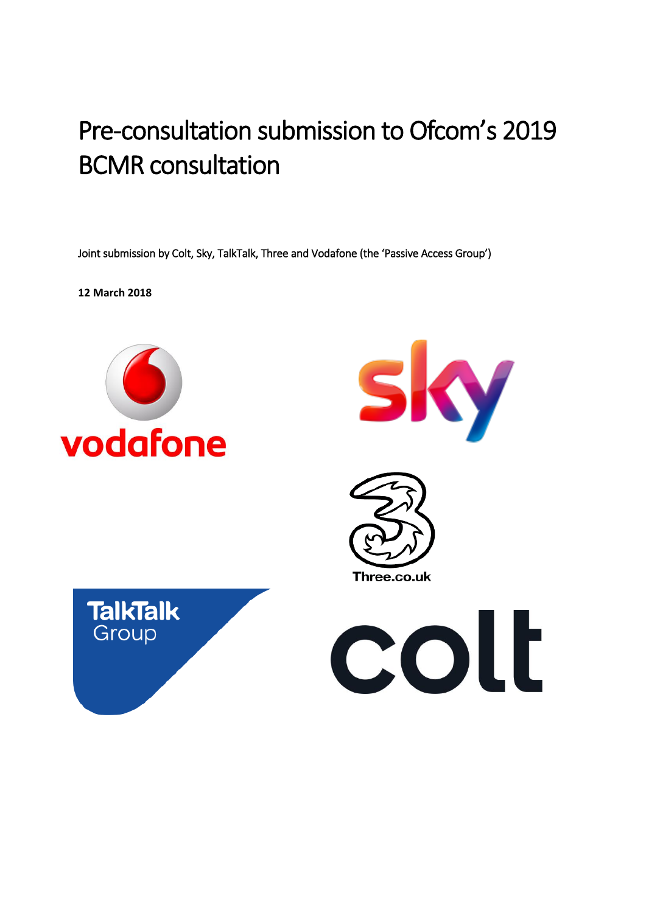# Pre-consultation submission to Ofcom's 2019 BCMR consultation

Joint submission by Colt, Sky, TalkTalk, Three and Vodafone (the 'Passive Access Group')

**12 March 2018**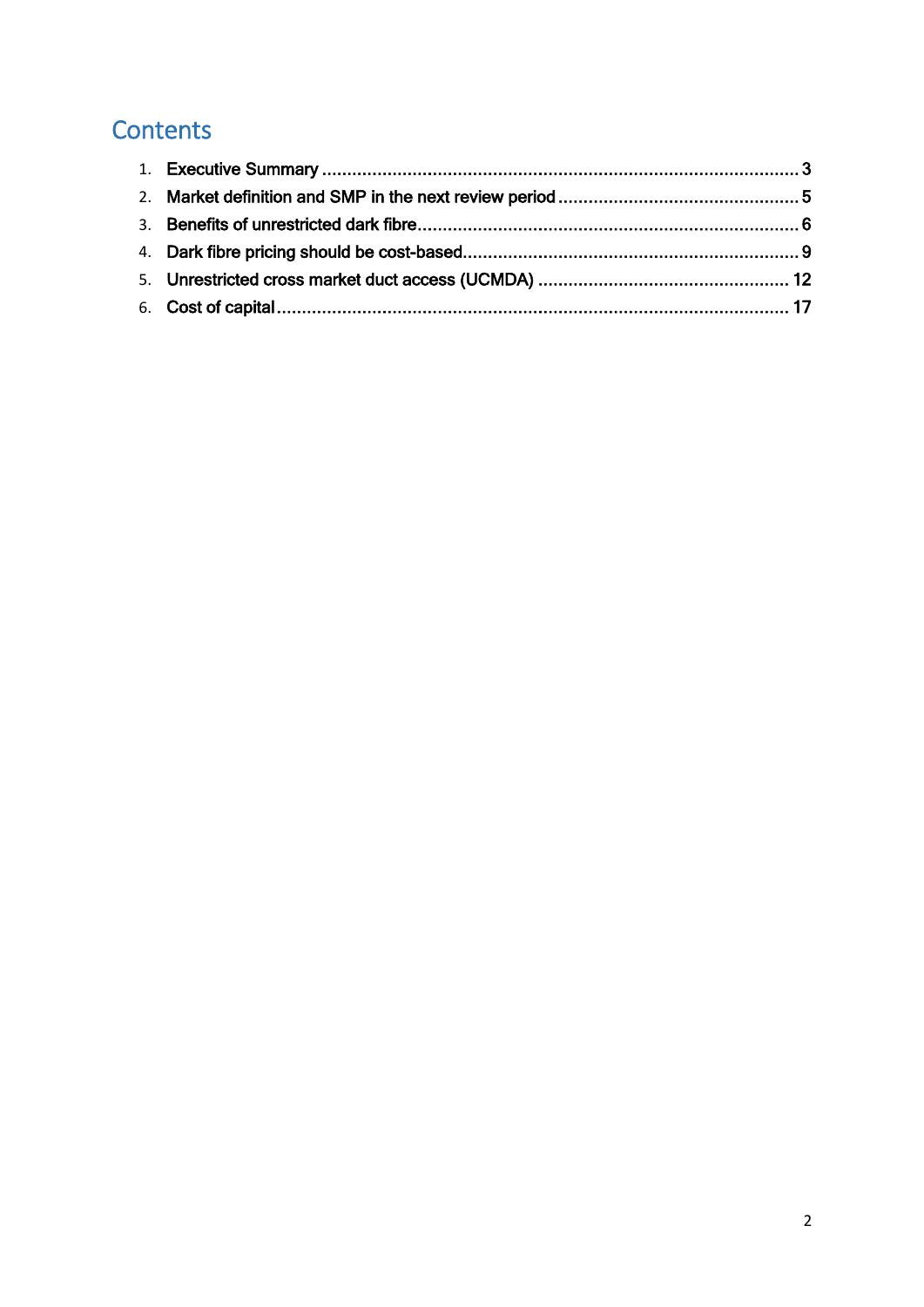# Contents

1. Executive Summary ................................................................................................ 3
2. Market definition and SMP in the next review period ................................................ 5
3. Benefits of unrestricted dark fibre ............................................................................. 6
4. Dark fibre pricing should be cost-based .................................................................... 9
5. Unrestricted cross market duct access (UCMDA) .................................................... 12
6. Cost of capital ........................................................................................................ 17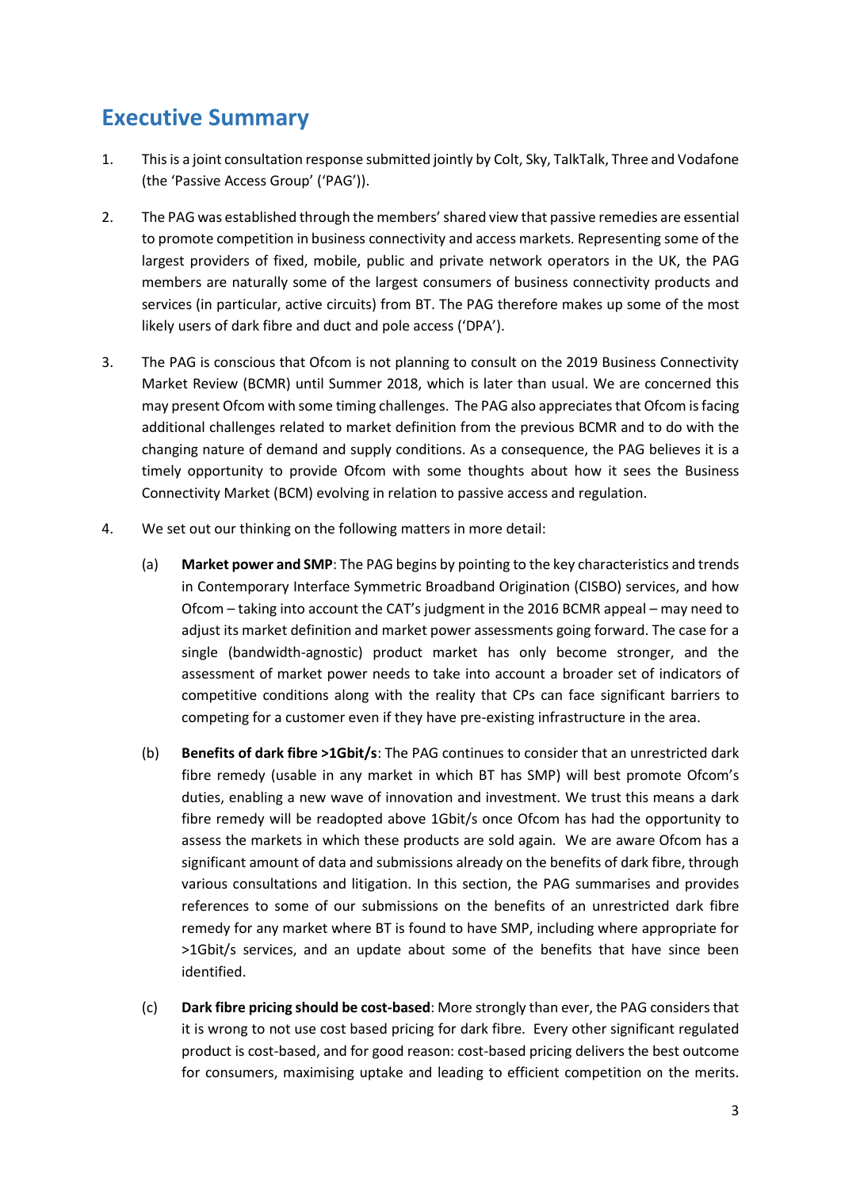## Executive Summary

1. This is a joint consultation response submitted jointly by Colt, Sky, TalkTalk, Three and Vodafone (the 'Passive Access Group' ('PAG')).

2. The PAG was established through the members' shared view that passive remedies are essential to promote competition in business connectivity and access markets. Representing some of the largest providers of fixed, mobile, public and private network operators in the UK, the PAG members are naturally some of the largest consumers of business connectivity products and services (in particular, active circuits) from BT. The PAG therefore makes up some of the most likely users of dark fibre and duct and pole access ('DPA').

3. The PAG is conscious that Ofcom is not planning to consult on the 2019 Business Connectivity Market Review (BCMR) until Summer 2018, which is later than usual. We are concerned this may present Ofcom with some timing challenges. The PAG also appreciates that Ofcom is facing additional challenges related to market definition from the previous BCMR and to do with the changing nature of demand and supply conditions. As a consequence, the PAG believes it is a timely opportunity to provide Ofcom with some thoughts about how it sees the Business Connectivity Market (BCM) evolving in relation to passive access and regulation.

4. We set out our thinking on the following matters in more detail:

   (a) **Market power and SMP**: The PAG begins by pointing to the key characteristics and trends in Contemporary Interface Symmetric Broadband Origination (CISBO) services, and how Ofcom – taking into account the CAT's judgment in the 2016 BCMR appeal – may need to adjust its market definition and market power assessments going forward. The case for a single (bandwidth-agnostic) product market has only become stronger, and the assessment of market power needs to take into account a broader set of indicators of competitive conditions along with the reality that CPs can face significant barriers to competing for a customer even if they have pre-existing infrastructure in the area.

   (b) **Benefits of dark fibre >1Gbit/s**: The PAG continues to consider that an unrestricted dark fibre remedy (usable in any market in which BT has SMP) will best promote Ofcom's duties, enabling a new wave of innovation and investment. We trust this means a dark fibre remedy will be readopted above 1Gbit/s once Ofcom has had the opportunity to assess the markets in which these products are sold again. We are aware Ofcom has a significant amount of data and submissions already on the benefits of dark fibre, through various consultations and litigation. In this section, the PAG summarises and provides references to some of our submissions on the benefits of an unrestricted dark fibre remedy for any market where BT is found to have SMP, including where appropriate for >1Gbit/s services, and an update about some of the benefits that have since been identified.

   (c) **Dark fibre pricing should be cost-based**: More strongly than ever, the PAG considers that it is wrong to not use cost based pricing for dark fibre. Every other significant regulated product is cost-based, and for good reason: cost-based pricing delivers the best outcome for consumers, maximising uptake and leading to efficient competition on the merits.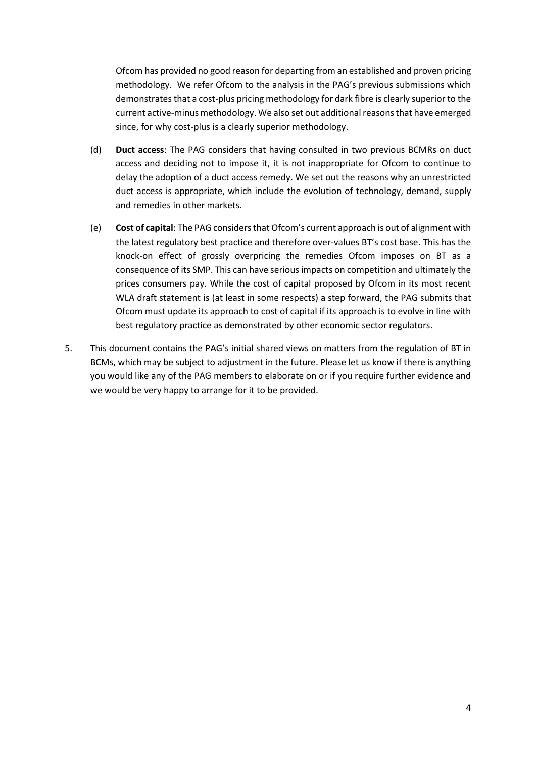Ofcom has provided no good reason for departing from an established and proven pricing methodology. We refer Ofcom to the analysis in the PAG's previous submissions which demonstrates that a cost-plus pricing methodology for dark fibre is clearly superior to the current active-minus methodology. We also set out additional reasons that have emerged since, for why cost-plus is a clearly superior methodology.

(d) **Duct access**: The PAG considers that having consulted in two previous BCMRs on duct access and deciding not to impose it, it is not inappropriate for Ofcom to continue to delay the adoption of a duct access remedy. We set out the reasons why an unrestricted duct access is appropriate, which include the evolution of technology, demand, supply and remedies in other markets.

(e) **Cost of capital**: The PAG considers that Ofcom's current approach is out of alignment with the latest regulatory best practice and therefore over-values BT's cost base. This has the knock-on effect of grossly overpricing the remedies Ofcom imposes on BT as a consequence of its SMP. This can have serious impacts on competition and ultimately the prices consumers pay. While the cost of capital proposed by Ofcom in its most recent WLA draft statement is (at least in some respects) a step forward, the PAG submits that Ofcom must update its approach to cost of capital if its approach is to evolve in line with best regulatory practice as demonstrated by other economic sector regulators.

5. This document contains the PAG's initial shared views on matters from the regulation of BT in BCMs, which may be subject to adjustment in the future. Please let us know if there is anything you would like any of the PAG members to elaborate on or if you require further evidence and we would be very happy to arrange for it to be provided.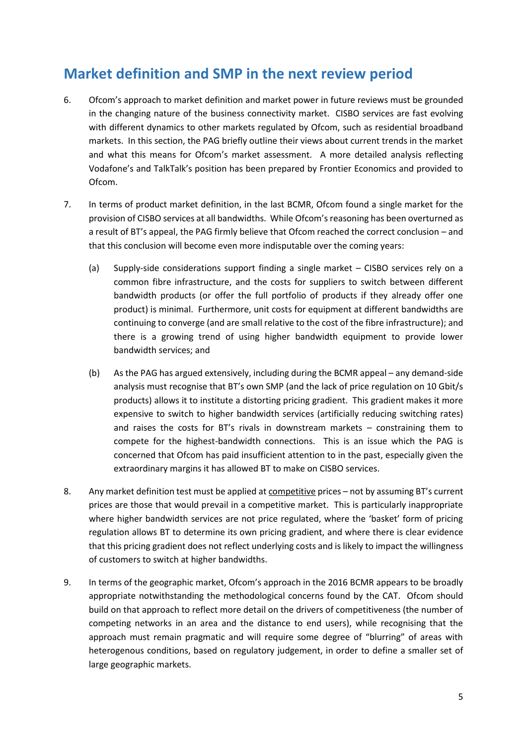## Market definition and SMP in the next review period

6. Ofcom's approach to market definition and market power in future reviews must be grounded in the changing nature of the business connectivity market. CISBO services are fast evolving with different dynamics to other markets regulated by Ofcom, such as residential broadband markets. In this section, the PAG briefly outline their views about current trends in the market and what this means for Ofcom's market assessment. A more detailed analysis reflecting Vodafone's and TalkTalk's position has been prepared by Frontier Economics and provided to Ofcom.

7. In terms of product market definition, in the last BCMR, Ofcom found a single market for the provision of CISBO services at all bandwidths. While Ofcom's reasoning has been overturned as a result of BT's appeal, the PAG firmly believe that Ofcom reached the correct conclusion – and that this conclusion will become even more indisputable over the coming years:

   (a) Supply-side considerations support finding a single market – CISBO services rely on a common fibre infrastructure, and the costs for suppliers to switch between different bandwidth products (or offer the full portfolio of products if they already offer one product) is minimal. Furthermore, unit costs for equipment at different bandwidths are continuing to converge (and are small relative to the cost of the fibre infrastructure); and there is a growing trend of using higher bandwidth equipment to provide lower bandwidth services; and

   (b) As the PAG has argued extensively, including during the BCMR appeal – any demand-side analysis must recognise that BT's own SMP (and the lack of price regulation on 10 Gbit/s products) allows it to institute a distorting pricing gradient. This gradient makes it more expensive to switch to higher bandwidth services (artificially reducing switching rates) and raises the costs for BT's rivals in downstream markets – constraining them to compete for the highest-bandwidth connections. This is an issue which the PAG is concerned that Ofcom has paid insufficient attention to in the past, especially given the extraordinary margins it has allowed BT to make on CISBO services.

8. Any market definition test must be applied at <u>competitive</u> prices – not by assuming BT's current prices are those that would prevail in a competitive market. This is particularly inappropriate where higher bandwidth services are not price regulated, where the 'basket' form of pricing regulation allows BT to determine its own pricing gradient, and where there is clear evidence that this pricing gradient does not reflect underlying costs and is likely to impact the willingness of customers to switch at higher bandwidths.

9. In terms of the geographic market, Ofcom's approach in the 2016 BCMR appears to be broadly appropriate notwithstanding the methodological concerns found by the CAT. Ofcom should build on that approach to reflect more detail on the drivers of competitiveness (the number of competing networks in an area and the distance to end users), while recognising that the approach must remain pragmatic and will require some degree of "blurring" of areas with heterogenous conditions, based on regulatory judgement, in order to define a smaller set of large geographic markets.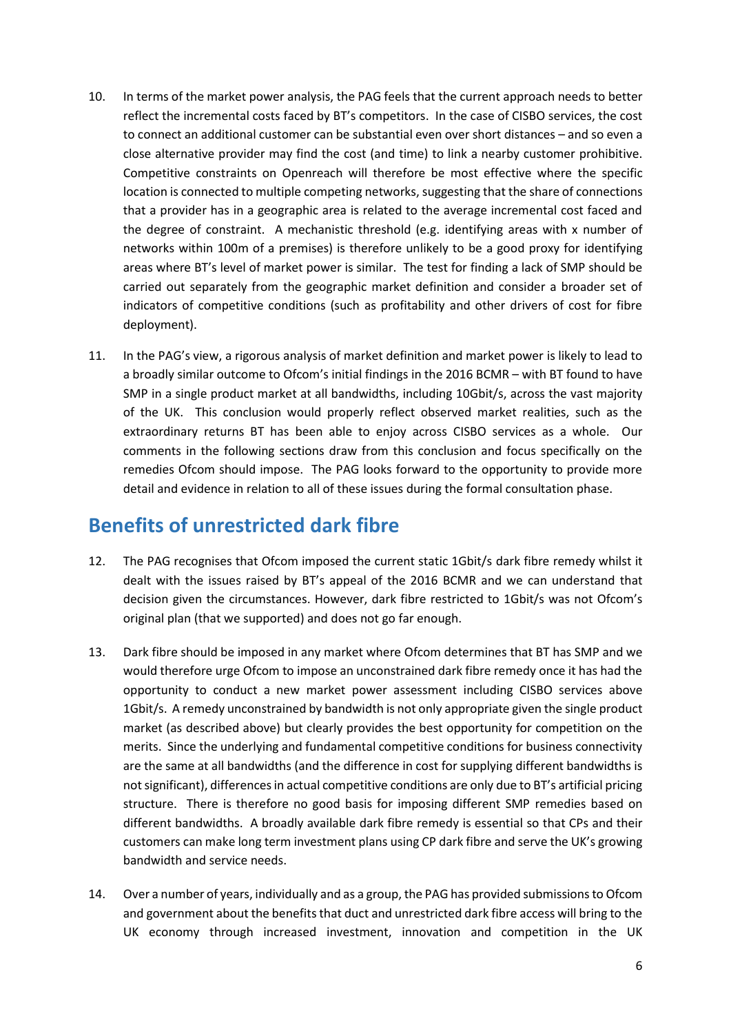10. In terms of the market power analysis, the PAG feels that the current approach needs to better reflect the incremental costs faced by BT's competitors. In the case of CISBO services, the cost to connect an additional customer can be substantial even over short distances – and so even a close alternative provider may find the cost (and time) to link a nearby customer prohibitive. Competitive constraints on Openreach will therefore be most effective where the specific location is connected to multiple competing networks, suggesting that the share of connections that a provider has in a geographic area is related to the average incremental cost faced and the degree of constraint. A mechanistic threshold (e.g. identifying areas with x number of networks within 100m of a premises) is therefore unlikely to be a good proxy for identifying areas where BT's level of market power is similar. The test for finding a lack of SMP should be carried out separately from the geographic market definition and consider a broader set of indicators of competitive conditions (such as profitability and other drivers of cost for fibre deployment).

11. In the PAG's view, a rigorous analysis of market definition and market power is likely to lead to a broadly similar outcome to Ofcom's initial findings in the 2016 BCMR – with BT found to have SMP in a single product market at all bandwidths, including 10Gbit/s, across the vast majority of the UK. This conclusion would properly reflect observed market realities, such as the extraordinary returns BT has been able to enjoy across CISBO services as a whole. Our comments in the following sections draw from this conclusion and focus specifically on the remedies Ofcom should impose. The PAG looks forward to the opportunity to provide more detail and evidence in relation to all of these issues during the formal consultation phase.

## Benefits of unrestricted dark fibre

12. The PAG recognises that Ofcom imposed the current static 1Gbit/s dark fibre remedy whilst it dealt with the issues raised by BT's appeal of the 2016 BCMR and we can understand that decision given the circumstances. However, dark fibre restricted to 1Gbit/s was not Ofcom's original plan (that we supported) and does not go far enough.

13. Dark fibre should be imposed in any market where Ofcom determines that BT has SMP and we would therefore urge Ofcom to impose an unconstrained dark fibre remedy once it has had the opportunity to conduct a new market power assessment including CISBO services above 1Gbit/s. A remedy unconstrained by bandwidth is not only appropriate given the single product market (as described above) but clearly provides the best opportunity for competition on the merits. Since the underlying and fundamental competitive conditions for business connectivity are the same at all bandwidths (and the difference in cost for supplying different bandwidths is not significant), differences in actual competitive conditions are only due to BT's artificial pricing structure. There is therefore no good basis for imposing different SMP remedies based on different bandwidths. A broadly available dark fibre remedy is essential so that CPs and their customers can make long term investment plans using CP dark fibre and serve the UK's growing bandwidth and service needs.

14. Over a number of years, individually and as a group, the PAG has provided submissions to Ofcom and government about the benefits that duct and unrestricted dark fibre access will bring to the UK economy through increased investment, innovation and competition in the UK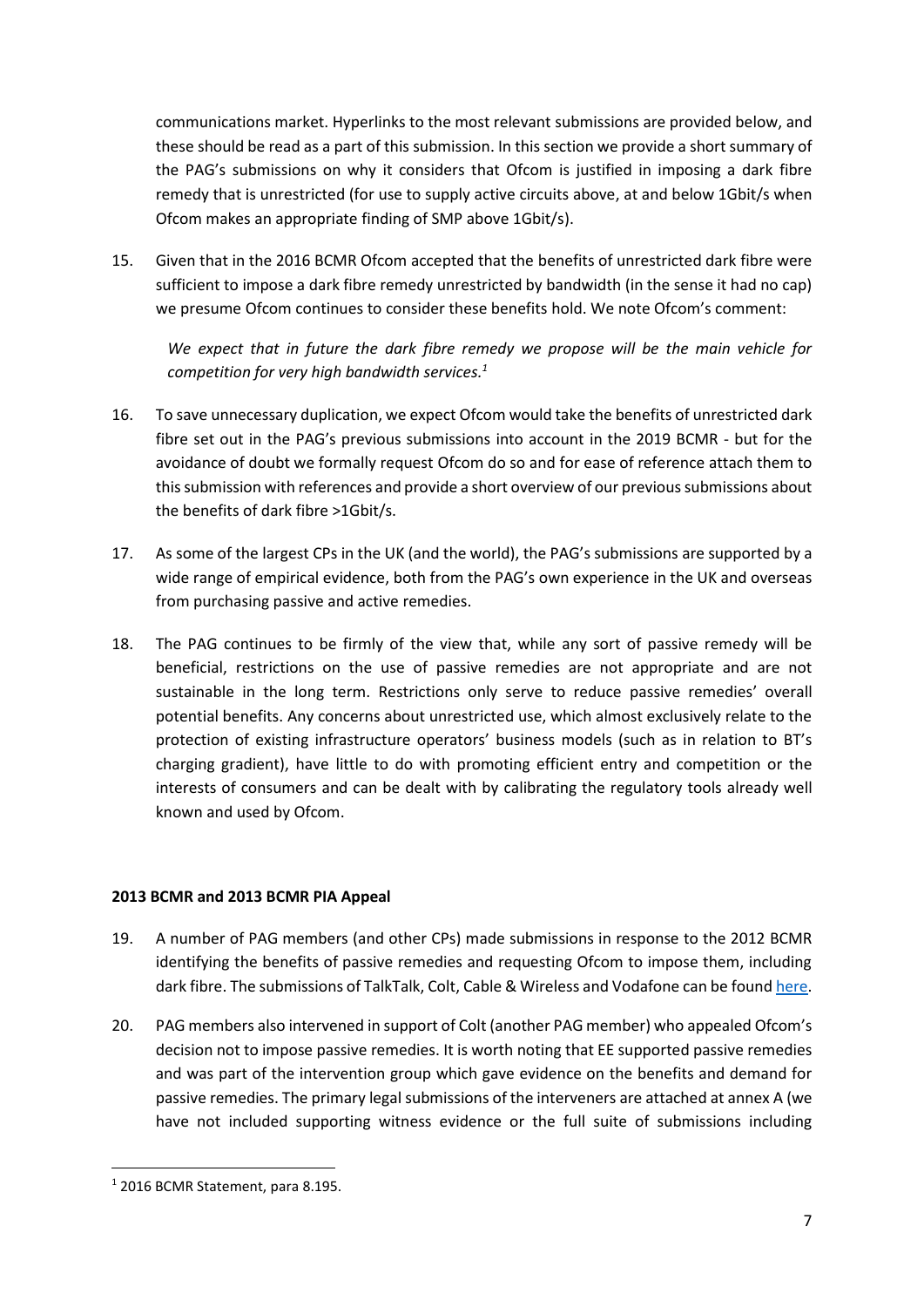communications market. Hyperlinks to the most relevant submissions are provided below, and these should be read as a part of this submission. In this section we provide a short summary of the PAG's submissions on why it considers that Ofcom is justified in imposing a dark fibre remedy that is unrestricted (for use to supply active circuits above, at and below 1Gbit/s when Ofcom makes an appropriate finding of SMP above 1Gbit/s).

15. Given that in the 2016 BCMR Ofcom accepted that the benefits of unrestricted dark fibre were sufficient to impose a dark fibre remedy unrestricted by bandwidth (in the sense it had no cap) we presume Ofcom continues to consider these benefits hold. We note Ofcom's comment:

    *We expect that in future the dark fibre remedy we propose will be the main vehicle for competition for very high bandwidth services.*[1]

16. To save unnecessary duplication, we expect Ofcom would take the benefits of unrestricted dark fibre set out in the PAG's previous submissions into account in the 2019 BCMR - but for the avoidance of doubt we formally request Ofcom do so and for ease of reference attach them to this submission with references and provide a short overview of our previous submissions about the benefits of dark fibre >1Gbit/s.

17. As some of the largest CPs in the UK (and the world), the PAG's submissions are supported by a wide range of empirical evidence, both from the PAG's own experience in the UK and overseas from purchasing passive and active remedies.

18. The PAG continues to be firmly of the view that, while any sort of passive remedy will be beneficial, restrictions on the use of passive remedies are not appropriate and are not sustainable in the long term. Restrictions only serve to reduce passive remedies' overall potential benefits. Any concerns about unrestricted use, which almost exclusively relate to the protection of existing infrastructure operators' business models (such as in relation to BT's charging gradient), have little to do with promoting efficient entry and competition or the interests of consumers and can be dealt with by calibrating the regulatory tools already well known and used by Ofcom.

**2013 BCMR and 2013 BCMR PIA Appeal**

19. A number of PAG members (and other CPs) made submissions in response to the 2012 BCMR identifying the benefits of passive remedies and requesting Ofcom to impose them, including dark fibre. The submissions of TalkTalk, Colt, Cable & Wireless and Vodafone can be found here.

20. PAG members also intervened in support of Colt (another PAG member) who appealed Ofcom's decision not to impose passive remedies. It is worth noting that EE supported passive remedies and was part of the intervention group which gave evidence on the benefits and demand for passive remedies. The primary legal submissions of the interveners are attached at annex A (we have not included supporting witness evidence or the full suite of submissions including

[1] 2016 BCMR Statement, para 8.195.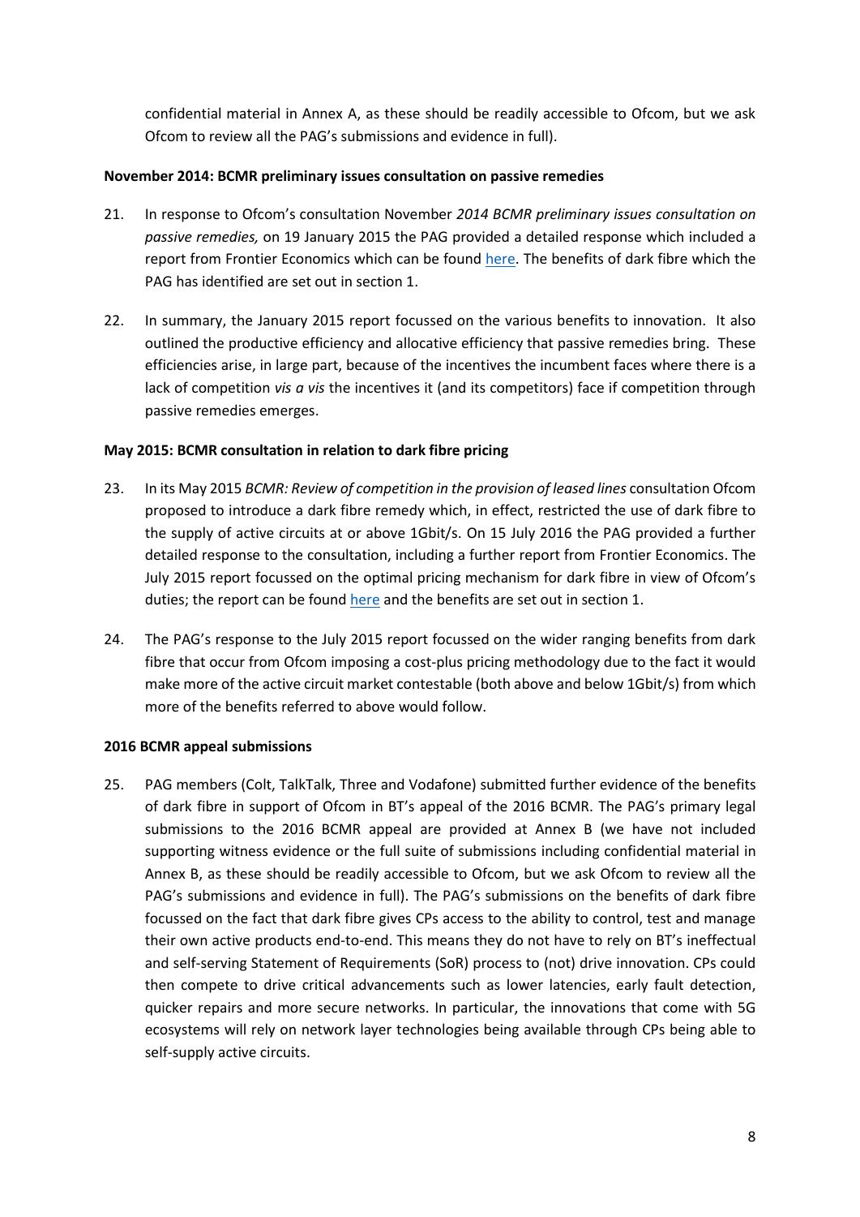confidential material in Annex A, as these should be readily accessible to Ofcom, but we ask Ofcom to review all the PAG's submissions and evidence in full).

**November 2014: BCMR preliminary issues consultation on passive remedies**

21. In response to Ofcom's consultation November *2014 BCMR preliminary issues consultation on passive remedies,* on 19 January 2015 the PAG provided a detailed response which included a report from Frontier Economics which can be found here. The benefits of dark fibre which the PAG has identified are set out in section 1.

22. In summary, the January 2015 report focussed on the various benefits to innovation. It also outlined the productive efficiency and allocative efficiency that passive remedies bring. These efficiencies arise, in large part, because of the incentives the incumbent faces where there is a lack of competition *vis a vis* the incentives it (and its competitors) face if competition through passive remedies emerges.

**May 2015: BCMR consultation in relation to dark fibre pricing**

23. In its May 2015 *BCMR: Review of competition in the provision of leased lines* consultation Ofcom proposed to introduce a dark fibre remedy which, in effect, restricted the use of dark fibre to the supply of active circuits at or above 1Gbit/s. On 15 July 2016 the PAG provided a further detailed response to the consultation, including a further report from Frontier Economics. The July 2015 report focussed on the optimal pricing mechanism for dark fibre in view of Ofcom's duties; the report can be found here and the benefits are set out in section 1.

24. The PAG's response to the July 2015 report focussed on the wider ranging benefits from dark fibre that occur from Ofcom imposing a cost-plus pricing methodology due to the fact it would make more of the active circuit market contestable (both above and below 1Gbit/s) from which more of the benefits referred to above would follow.

**2016 BCMR appeal submissions**

25. PAG members (Colt, TalkTalk, Three and Vodafone) submitted further evidence of the benefits of dark fibre in support of Ofcom in BT's appeal of the 2016 BCMR. The PAG's primary legal submissions to the 2016 BCMR appeal are provided at Annex B (we have not included supporting witness evidence or the full suite of submissions including confidential material in Annex B, as these should be readily accessible to Ofcom, but we ask Ofcom to review all the PAG's submissions and evidence in full). The PAG's submissions on the benefits of dark fibre focussed on the fact that dark fibre gives CPs access to the ability to control, test and manage their own active products end-to-end. This means they do not have to rely on BT's ineffectual and self-serving Statement of Requirements (SoR) process to (not) drive innovation. CPs could then compete to drive critical advancements such as lower latencies, early fault detection, quicker repairs and more secure networks. In particular, the innovations that come with 5G ecosystems will rely on network layer technologies being available through CPs being able to self-supply active circuits.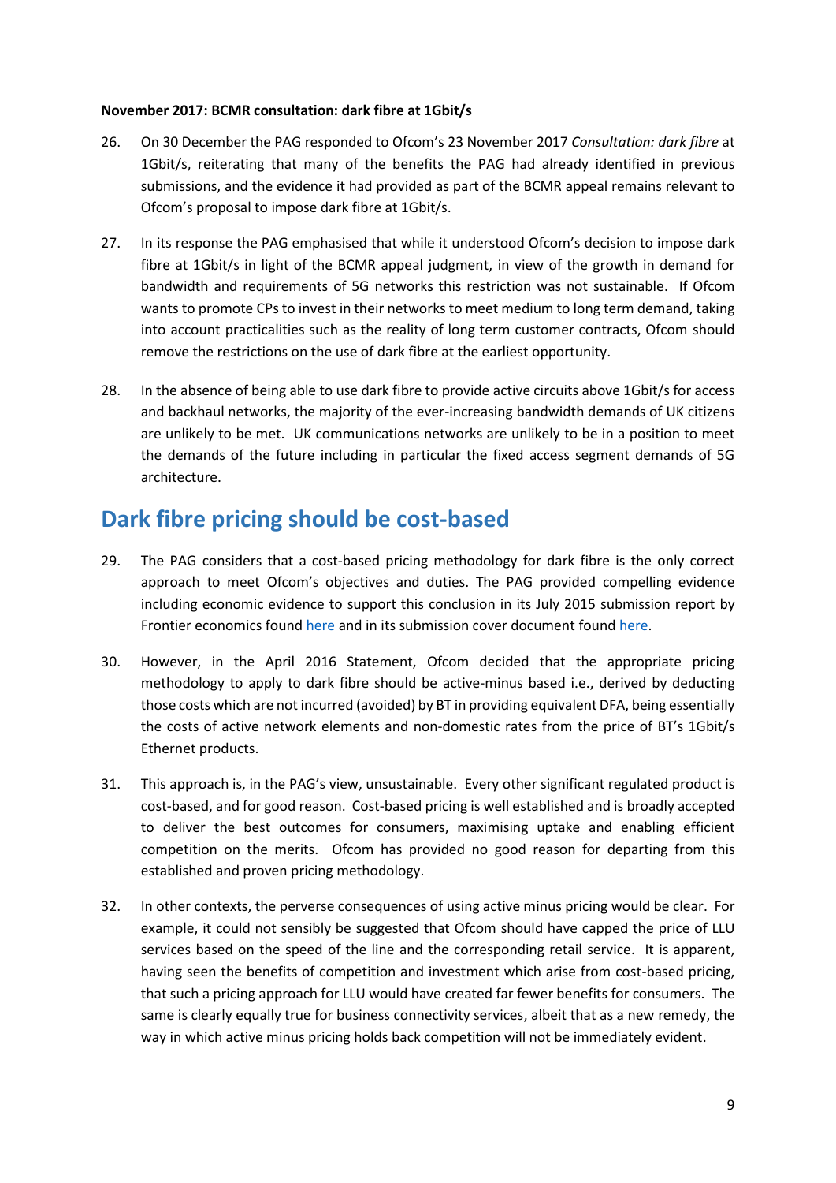**November 2017: BCMR consultation: dark fibre at 1Gbit/s**

26. On 30 December the PAG responded to Ofcom's 23 November 2017 *Consultation: dark fibre* at 1Gbit/s, reiterating that many of the benefits the PAG had already identified in previous submissions, and the evidence it had provided as part of the BCMR appeal remains relevant to Ofcom's proposal to impose dark fibre at 1Gbit/s.

27. In its response the PAG emphasised that while it understood Ofcom's decision to impose dark fibre at 1Gbit/s in light of the BCMR appeal judgment, in view of the growth in demand for bandwidth and requirements of 5G networks this restriction was not sustainable. If Ofcom wants to promote CPs to invest in their networks to meet medium to long term demand, taking into account practicalities such as the reality of long term customer contracts, Ofcom should remove the restrictions on the use of dark fibre at the earliest opportunity.

28. In the absence of being able to use dark fibre to provide active circuits above 1Gbit/s for access and backhaul networks, the majority of the ever-increasing bandwidth demands of UK citizens are unlikely to be met. UK communications networks are unlikely to be in a position to meet the demands of the future including in particular the fixed access segment demands of 5G architecture.

## Dark fibre pricing should be cost-based

29. The PAG considers that a cost-based pricing methodology for dark fibre is the only correct approach to meet Ofcom's objectives and duties. The PAG provided compelling evidence including economic evidence to support this conclusion in its July 2015 submission report by Frontier economics found here and in its submission cover document found here.

30. However, in the April 2016 Statement, Ofcom decided that the appropriate pricing methodology to apply to dark fibre should be active-minus based i.e., derived by deducting those costs which are not incurred (avoided) by BT in providing equivalent DFA, being essentially the costs of active network elements and non-domestic rates from the price of BT's 1Gbit/s Ethernet products.

31. This approach is, in the PAG's view, unsustainable. Every other significant regulated product is cost-based, and for good reason. Cost-based pricing is well established and is broadly accepted to deliver the best outcomes for consumers, maximising uptake and enabling efficient competition on the merits. Ofcom has provided no good reason for departing from this established and proven pricing methodology.

32. In other contexts, the perverse consequences of using active minus pricing would be clear. For example, it could not sensibly be suggested that Ofcom should have capped the price of LLU services based on the speed of the line and the corresponding retail service. It is apparent, having seen the benefits of competition and investment which arise from cost-based pricing, that such a pricing approach for LLU would have created far fewer benefits for consumers. The same is clearly equally true for business connectivity services, albeit that as a new remedy, the way in which active minus pricing holds back competition will not be immediately evident.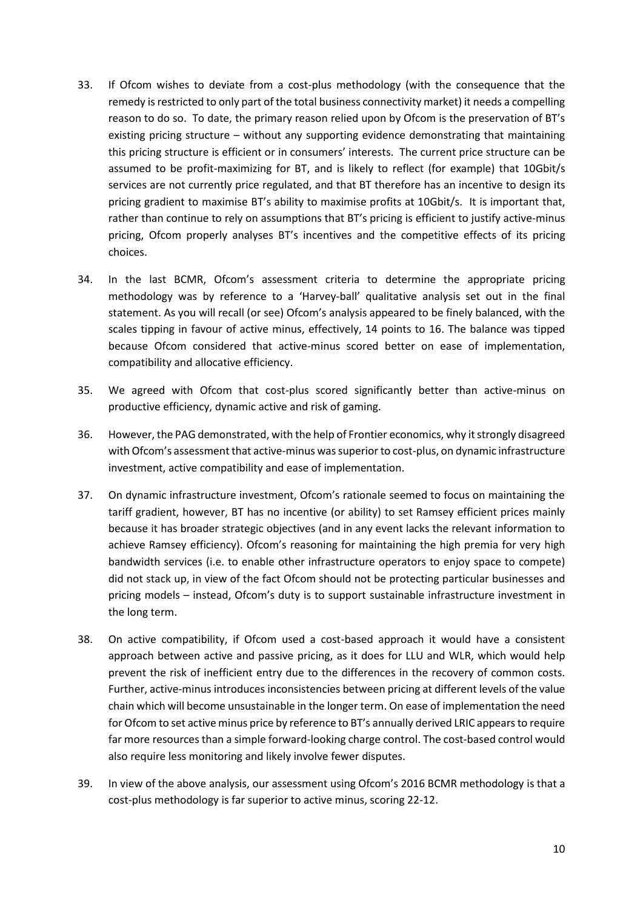33. If Ofcom wishes to deviate from a cost-plus methodology (with the consequence that the remedy is restricted to only part of the total business connectivity market) it needs a compelling reason to do so. To date, the primary reason relied upon by Ofcom is the preservation of BT's existing pricing structure – without any supporting evidence demonstrating that maintaining this pricing structure is efficient or in consumers' interests. The current price structure can be assumed to be profit-maximizing for BT, and is likely to reflect (for example) that 10Gbit/s services are not currently price regulated, and that BT therefore has an incentive to design its pricing gradient to maximise BT's ability to maximise profits at 10Gbit/s. It is important that, rather than continue to rely on assumptions that BT's pricing is efficient to justify active-minus pricing, Ofcom properly analyses BT's incentives and the competitive effects of its pricing choices.

34. In the last BCMR, Ofcom's assessment criteria to determine the appropriate pricing methodology was by reference to a 'Harvey-ball' qualitative analysis set out in the final statement. As you will recall (or see) Ofcom's analysis appeared to be finely balanced, with the scales tipping in favour of active minus, effectively, 14 points to 16. The balance was tipped because Ofcom considered that active-minus scored better on ease of implementation, compatibility and allocative efficiency.

35. We agreed with Ofcom that cost-plus scored significantly better than active-minus on productive efficiency, dynamic active and risk of gaming.

36. However, the PAG demonstrated, with the help of Frontier economics, why it strongly disagreed with Ofcom's assessment that active-minus was superior to cost-plus, on dynamic infrastructure investment, active compatibility and ease of implementation.

37. On dynamic infrastructure investment, Ofcom's rationale seemed to focus on maintaining the tariff gradient, however, BT has no incentive (or ability) to set Ramsey efficient prices mainly because it has broader strategic objectives (and in any event lacks the relevant information to achieve Ramsey efficiency). Ofcom's reasoning for maintaining the high premia for very high bandwidth services (i.e. to enable other infrastructure operators to enjoy space to compete) did not stack up, in view of the fact Ofcom should not be protecting particular businesses and pricing models – instead, Ofcom's duty is to support sustainable infrastructure investment in the long term.

38. On active compatibility, if Ofcom used a cost-based approach it would have a consistent approach between active and passive pricing, as it does for LLU and WLR, which would help prevent the risk of inefficient entry due to the differences in the recovery of common costs. Further, active-minus introduces inconsistencies between pricing at different levels of the value chain which will become unsustainable in the longer term. On ease of implementation the need for Ofcom to set active minus price by reference to BT's annually derived LRIC appears to require far more resources than a simple forward-looking charge control. The cost-based control would also require less monitoring and likely involve fewer disputes.

39. In view of the above analysis, our assessment using Ofcom's 2016 BCMR methodology is that a cost-plus methodology is far superior to active minus, scoring 22-12.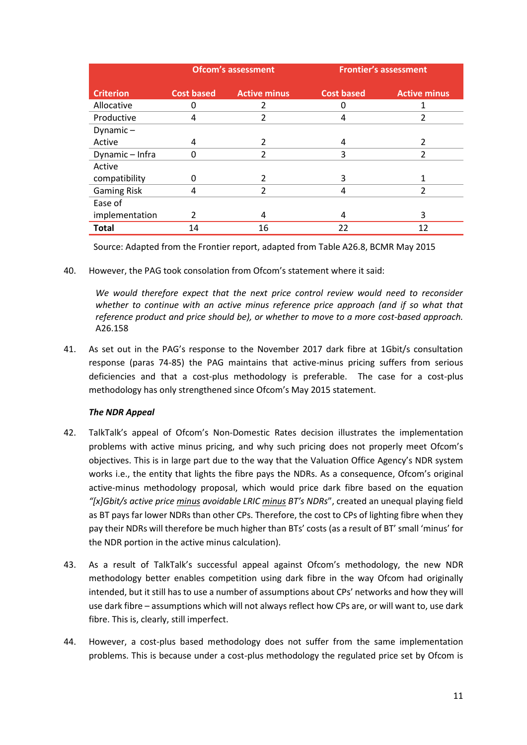| | Ofcom's assessment | | Frontier's assessment | |
|---|---|---|---|---|
| **Criterion** | **Cost based** | **Active minus** | **Cost based** | **Active minus** |
| Allocative | 0 | 2 | 0 | 1 |
| Productive | 4 | 2 | 4 | 2 |
| Dynamic – Active | 4 | 2 | 4 | 2 |
| Dynamic – Infra | 0 | 2 | 3 | 2 |
| Active compatibility | 0 | 2 | 3 | 1 |
| Gaming Risk | 4 | 2 | 4 | 2 |
| Ease of implementation | 2 | 4 | 4 | 3 |
| **Total** | 14 | 16 | 22 | 12 |

Source: Adapted from the Frontier report, adapted from Table A26.8, BCMR May 2015

40. However, the PAG took consolation from Ofcom's statement where it said:

> *We would therefore expect that the next price control review would need to reconsider whether to continue with an active minus reference price approach (and if so what that reference product and price should be), or whether to move to a more cost-based approach.* A26.158

41. As set out in the PAG's response to the November 2017 dark fibre at 1Gbit/s consultation response (paras 74-85) the PAG maintains that active-minus pricing suffers from serious deficiencies and that a cost-plus methodology is preferable. The case for a cost-plus methodology has only strengthened since Ofcom's May 2015 statement.

***The NDR Appeal***

42. TalkTalk's appeal of Ofcom's Non-Domestic Rates decision illustrates the implementation problems with active minus pricing, and why such pricing does not properly meet Ofcom's objectives. This is in large part due to the way that the Valuation Office Agency's NDR system works i.e., the entity that lights the fibre pays the NDRs. As a consequence, Ofcom's original active-minus methodology proposal, which would price dark fibre based on the equation *"[x]Gbit/s active price minus avoidable LRIC minus BT's NDRs*", created an unequal playing field as BT pays far lower NDRs than other CPs. Therefore, the cost to CPs of lighting fibre when they pay their NDRs will therefore be much higher than BTs' costs (as a result of BT' small 'minus' for the NDR portion in the active minus calculation).

43. As a result of TalkTalk's successful appeal against Ofcom's methodology, the new NDR methodology better enables competition using dark fibre in the way Ofcom had originally intended, but it still has to use a number of assumptions about CPs' networks and how they will use dark fibre – assumptions which will not always reflect how CPs are, or will want to, use dark fibre. This is, clearly, still imperfect.

44. However, a cost-plus based methodology does not suffer from the same implementation problems. This is because under a cost-plus methodology the regulated price set by Ofcom is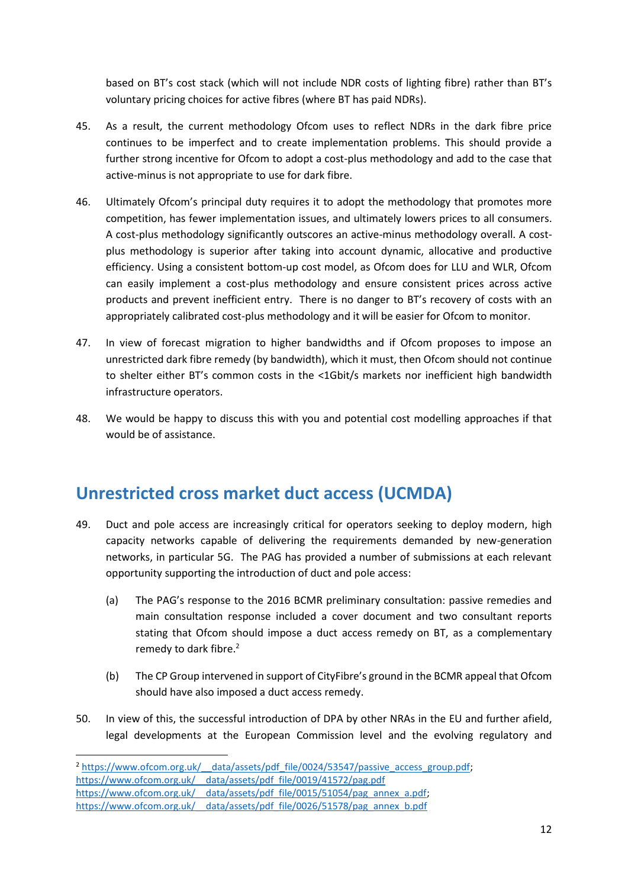based on BT's cost stack (which will not include NDR costs of lighting fibre) rather than BT's voluntary pricing choices for active fibres (where BT has paid NDRs).

45. As a result, the current methodology Ofcom uses to reflect NDRs in the dark fibre price continues to be imperfect and to create implementation problems. This should provide a further strong incentive for Ofcom to adopt a cost-plus methodology and add to the case that active-minus is not appropriate to use for dark fibre.

46. Ultimately Ofcom's principal duty requires it to adopt the methodology that promotes more competition, has fewer implementation issues, and ultimately lowers prices to all consumers. A cost-plus methodology significantly outscores an active-minus methodology overall. A cost-plus methodology is superior after taking into account dynamic, allocative and productive efficiency. Using a consistent bottom-up cost model, as Ofcom does for LLU and WLR, Ofcom can easily implement a cost-plus methodology and ensure consistent prices across active products and prevent inefficient entry. There is no danger to BT's recovery of costs with an appropriately calibrated cost-plus methodology and it will be easier for Ofcom to monitor.

47. In view of forecast migration to higher bandwidths and if Ofcom proposes to impose an unrestricted dark fibre remedy (by bandwidth), which it must, then Ofcom should not continue to shelter either BT's common costs in the <1Gbit/s markets nor inefficient high bandwidth infrastructure operators.

48. We would be happy to discuss this with you and potential cost modelling approaches if that would be of assistance.

## Unrestricted cross market duct access (UCMDA)

49. Duct and pole access are increasingly critical for operators seeking to deploy modern, high capacity networks capable of delivering the requirements demanded by new-generation networks, in particular 5G. The PAG has provided a number of submissions at each relevant opportunity supporting the introduction of duct and pole access:

    (a) The PAG's response to the 2016 BCMR preliminary consultation: passive remedies and main consultation response included a cover document and two consultant reports stating that Ofcom should impose a duct access remedy on BT, as a complementary remedy to dark fibre.[2]

    (b) The CP Group intervened in support of CityFibre's ground in the BCMR appeal that Ofcom should have also imposed a duct access remedy.

50. In view of this, the successful introduction of DPA by other NRAs in the EU and further afield, legal developments at the European Commission level and the evolving regulatory and

---

[2] https://www.ofcom.org.uk/__data/assets/pdf_file/0024/53547/passive_access_group.pdf; https://www.ofcom.org.uk/__data/assets/pdf_file/0019/41572/pag.pdf https://www.ofcom.org.uk/__data/assets/pdf_file/0015/51054/pag_annex_a.pdf; https://www.ofcom.org.uk/__data/assets/pdf_file/0026/51578/pag_annex_b.pdf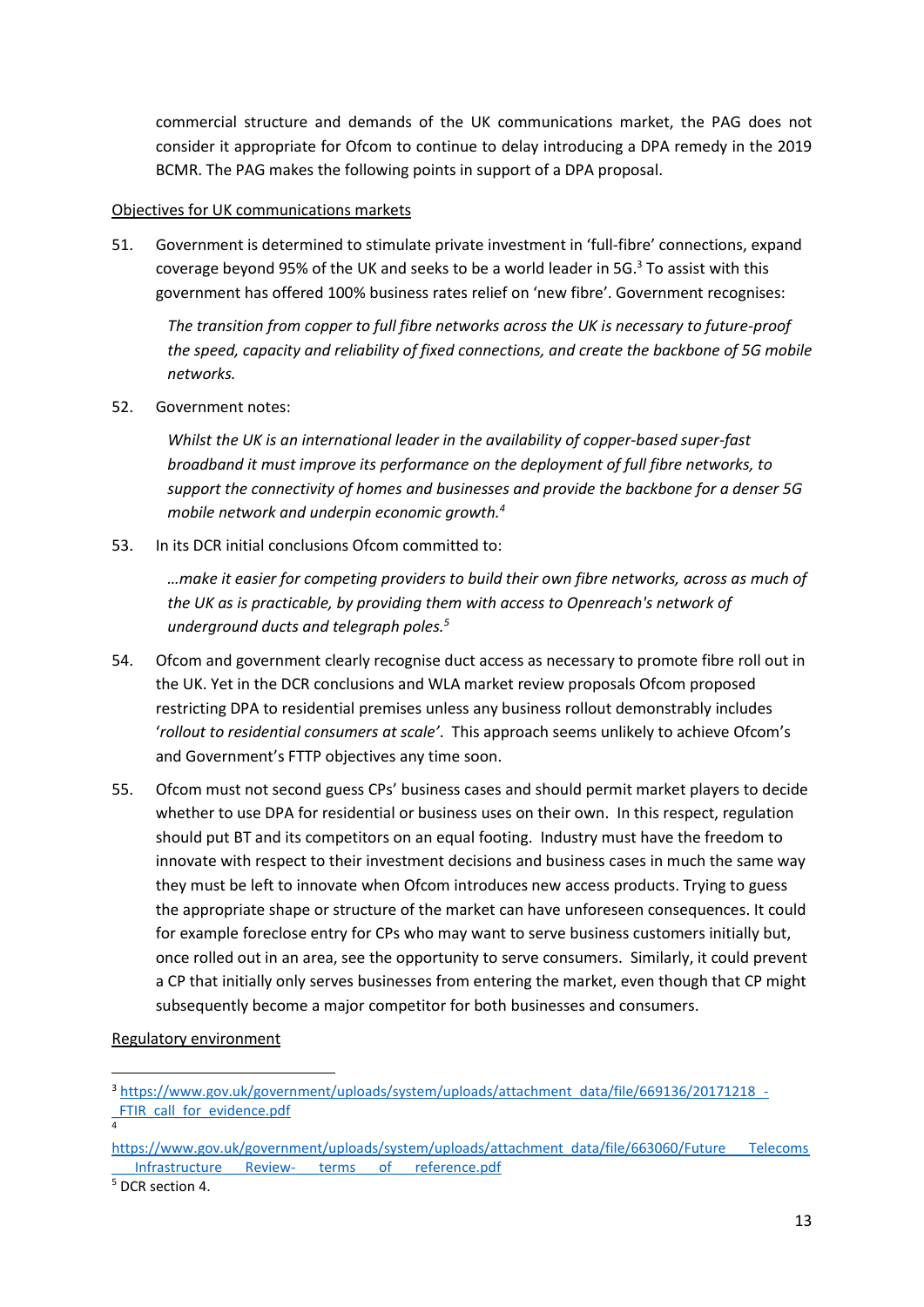commercial structure and demands of the UK communications market, the PAG does not consider it appropriate for Ofcom to continue to delay introducing a DPA remedy in the 2019 BCMR. The PAG makes the following points in support of a DPA proposal.

Objectives for UK communications markets

51. Government is determined to stimulate private investment in 'full-fibre' connections, expand coverage beyond 95% of the UK and seeks to be a world leader in 5G.[3] To assist with this government has offered 100% business rates relief on 'new fibre'. Government recognises:

    *The transition from copper to full fibre networks across the UK is necessary to future-proof the speed, capacity and reliability of fixed connections, and create the backbone of 5G mobile networks.*

52. Government notes:

    *Whilst the UK is an international leader in the availability of copper-based super-fast broadband it must improve its performance on the deployment of full fibre networks, to support the connectivity of homes and businesses and provide the backbone for a denser 5G mobile network and underpin economic growth.*[4]

53. In its DCR initial conclusions Ofcom committed to:

    *…make it easier for competing providers to build their own fibre networks, across as much of the UK as is practicable, by providing them with access to Openreach's network of underground ducts and telegraph poles.*[5]

54. Ofcom and government clearly recognise duct access as necessary to promote fibre roll out in the UK. Yet in the DCR conclusions and WLA market review proposals Ofcom proposed restricting DPA to residential premises unless any business rollout demonstrably includes '*rollout to residential consumers at scale*'. This approach seems unlikely to achieve Ofcom's and Government's FTTP objectives any time soon.

55. Ofcom must not second guess CPs' business cases and should permit market players to decide whether to use DPA for residential or business uses on their own. In this respect, regulation should put BT and its competitors on an equal footing. Industry must have the freedom to innovate with respect to their investment decisions and business cases in much the same way they must be left to innovate when Ofcom introduces new access products. Trying to guess the appropriate shape or structure of the market can have unforeseen consequences. It could for example foreclose entry for CPs who may want to serve business customers initially but, once rolled out in an area, see the opportunity to serve consumers. Similarly, it could prevent a CP that initially only serves businesses from entering the market, even though that CP might subsequently become a major competitor for both businesses and consumers.

Regulatory environment

---

[3] https://www.gov.uk/government/uploads/system/uploads/attachment_data/file/669136/20171218_-_FTIR_call_for_evidence.pdf

[4] https://www.gov.uk/government/uploads/system/uploads/attachment_data/file/663060/Future___Telecoms___Infrastructure___Review-___terms___of___reference.pdf

[5] DCR section 4.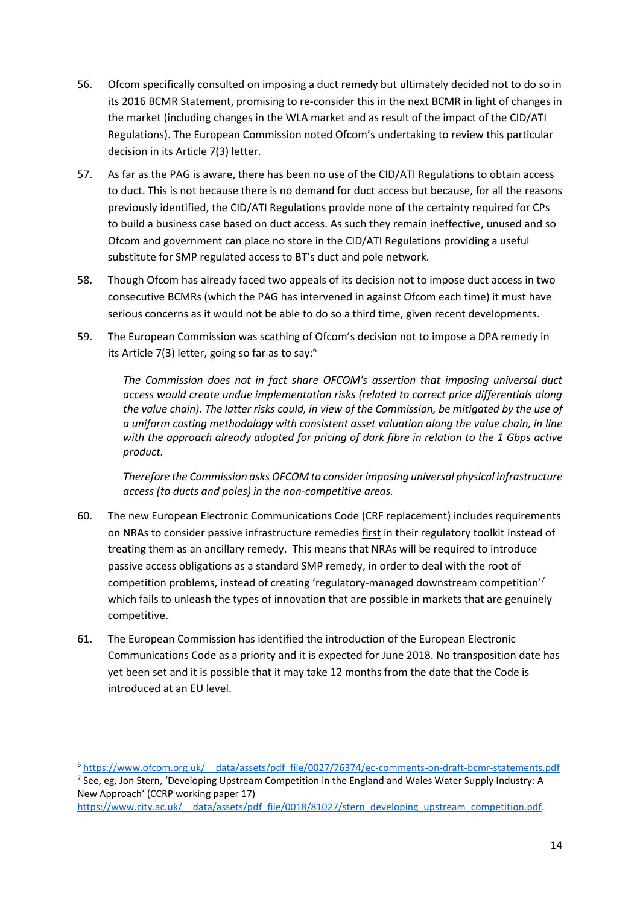56. Ofcom specifically consulted on imposing a duct remedy but ultimately decided not to do so in its 2016 BCMR Statement, promising to re-consider this in the next BCMR in light of changes in the market (including changes in the WLA market and as result of the impact of the CID/ATI Regulations). The European Commission noted Ofcom's undertaking to review this particular decision in its Article 7(3) letter.

57. As far as the PAG is aware, there has been no use of the CID/ATI Regulations to obtain access to duct. This is not because there is no demand for duct access but because, for all the reasons previously identified, the CID/ATI Regulations provide none of the certainty required for CPs to build a business case based on duct access. As such they remain ineffective, unused and so Ofcom and government can place no store in the CID/ATI Regulations providing a useful substitute for SMP regulated access to BT's duct and pole network.

58. Though Ofcom has already faced two appeals of its decision not to impose duct access in two consecutive BCMRs (which the PAG has intervened in against Ofcom each time) it must have serious concerns as it would not be able to do so a third time, given recent developments.

59. The European Commission was scathing of Ofcom's decision not to impose a DPA remedy in its Article 7(3) letter, going so far as to say:[6]

    *The Commission does not in fact share OFCOM's assertion that imposing universal duct access would create undue implementation risks (related to correct price differentials along the value chain). The latter risks could, in view of the Commission, be mitigated by the use of a uniform costing methodology with consistent asset valuation along the value chain, in line with the approach already adopted for pricing of dark fibre in relation to the 1 Gbps active product.*

    *Therefore the Commission asks OFCOM to consider imposing universal physical infrastructure access (to ducts and poles) in the non-competitive areas.*

60. The new European Electronic Communications Code (CRF replacement) includes requirements on NRAs to consider passive infrastructure remedies <u>first</u> in their regulatory toolkit instead of treating them as an ancillary remedy. This means that NRAs will be required to introduce passive access obligations as a standard SMP remedy, in order to deal with the root of competition problems, instead of creating 'regulatory-managed downstream competition'[7] which fails to unleash the types of innovation that are possible in markets that are genuinely competitive.

61. The European Commission has identified the introduction of the European Electronic Communications Code as a priority and it is expected for June 2018. No transposition date has yet been set and it is possible that it may take 12 months from the date that the Code is introduced at an EU level.

---

[6] https://www.ofcom.org.uk/__data/assets/pdf_file/0027/76374/ec-comments-on-draft-bcmr-statements.pdf

[7] See, eg, Jon Stern, 'Developing Upstream Competition in the England and Wales Water Supply Industry: A New Approach' (CCRP working paper 17) https://www.city.ac.uk/__data/assets/pdf_file/0018/81027/stern_developing_upstream_competition.pdf.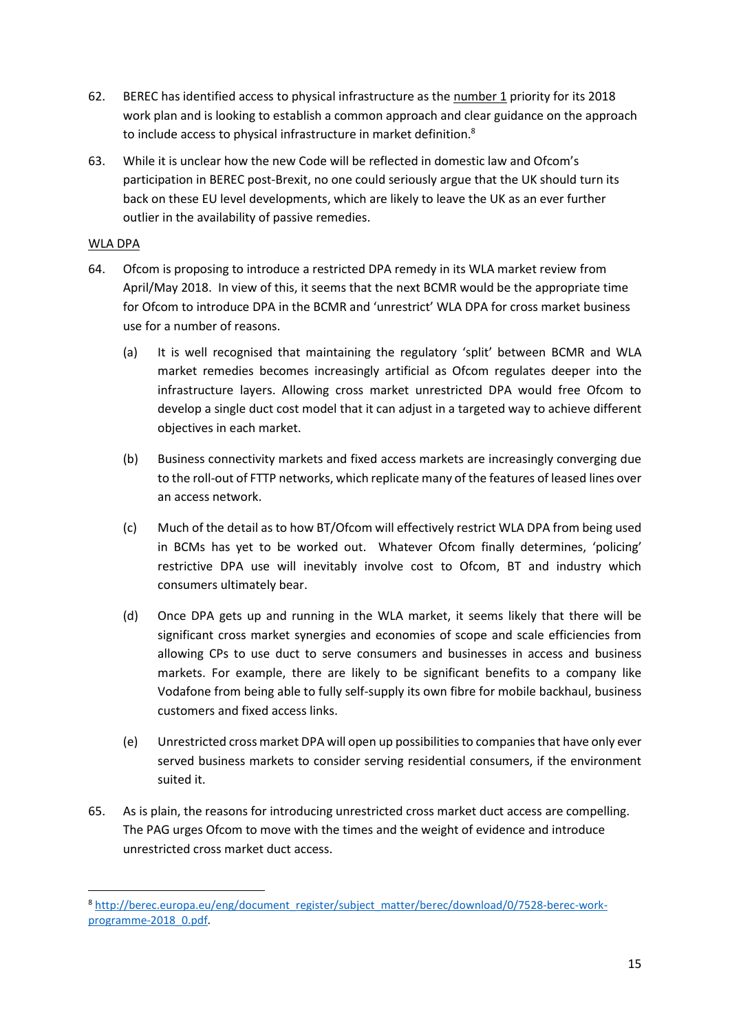62. BEREC has identified access to physical infrastructure as the <u>number 1</u> priority for its 2018 work plan and is looking to establish a common approach and clear guidance on the approach to include access to physical infrastructure in market definition.[8]

63. While it is unclear how the new Code will be reflected in domestic law and Ofcom's participation in BEREC post-Brexit, no one could seriously argue that the UK should turn its back on these EU level developments, which are likely to leave the UK as an ever further outlier in the availability of passive remedies.

<u>WLA DPA</u>

64. Ofcom is proposing to introduce a restricted DPA remedy in its WLA market review from April/May 2018. In view of this, it seems that the next BCMR would be the appropriate time for Ofcom to introduce DPA in the BCMR and 'unrestrict' WLA DPA for cross market business use for a number of reasons.

    (a) It is well recognised that maintaining the regulatory 'split' between BCMR and WLA market remedies becomes increasingly artificial as Ofcom regulates deeper into the infrastructure layers. Allowing cross market unrestricted DPA would free Ofcom to develop a single duct cost model that it can adjust in a targeted way to achieve different objectives in each market.

    (b) Business connectivity markets and fixed access markets are increasingly converging due to the roll-out of FTTP networks, which replicate many of the features of leased lines over an access network.

    (c) Much of the detail as to how BT/Ofcom will effectively restrict WLA DPA from being used in BCMs has yet to be worked out. Whatever Ofcom finally determines, 'policing' restrictive DPA use will inevitably involve cost to Ofcom, BT and industry which consumers ultimately bear.

    (d) Once DPA gets up and running in the WLA market, it seems likely that there will be significant cross market synergies and economies of scope and scale efficiencies from allowing CPs to use duct to serve consumers and businesses in access and business markets. For example, there are likely to be significant benefits to a company like Vodafone from being able to fully self-supply its own fibre for mobile backhaul, business customers and fixed access links.

    (e) Unrestricted cross market DPA will open up possibilities to companies that have only ever served business markets to consider serving residential consumers, if the environment suited it.

65. As is plain, the reasons for introducing unrestricted cross market duct access are compelling. The PAG urges Ofcom to move with the times and the weight of evidence and introduce unrestricted cross market duct access.

---

[8] http://berec.europa.eu/eng/document_register/subject_matter/berec/download/0/7528-berec-work-programme-2018_0.pdf.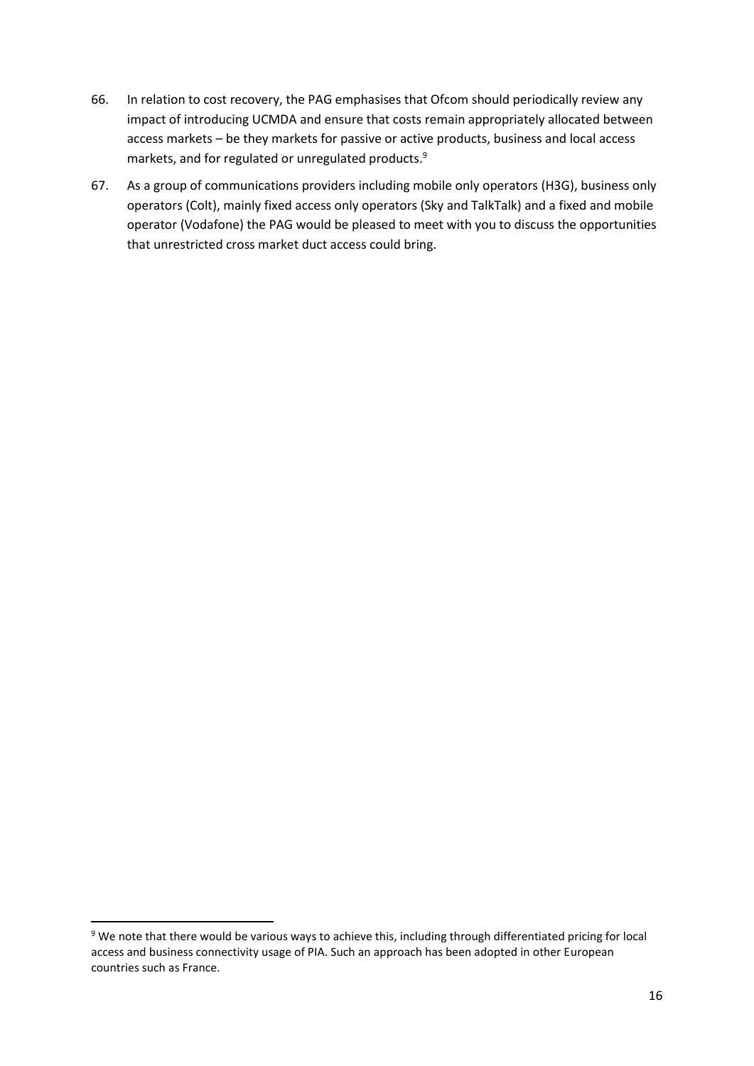66. In relation to cost recovery, the PAG emphasises that Ofcom should periodically review any impact of introducing UCMDA and ensure that costs remain appropriately allocated between access markets – be they markets for passive or active products, business and local access markets, and for regulated or unregulated products.[9]

67. As a group of communications providers including mobile only operators (H3G), business only operators (Colt), mainly fixed access only operators (Sky and TalkTalk) and a fixed and mobile operator (Vodafone) the PAG would be pleased to meet with you to discuss the opportunities that unrestricted cross market duct access could bring.

---

[9] We note that there would be various ways to achieve this, including through differentiated pricing for local access and business connectivity usage of PIA. Such an approach has been adopted in other European countries such as France.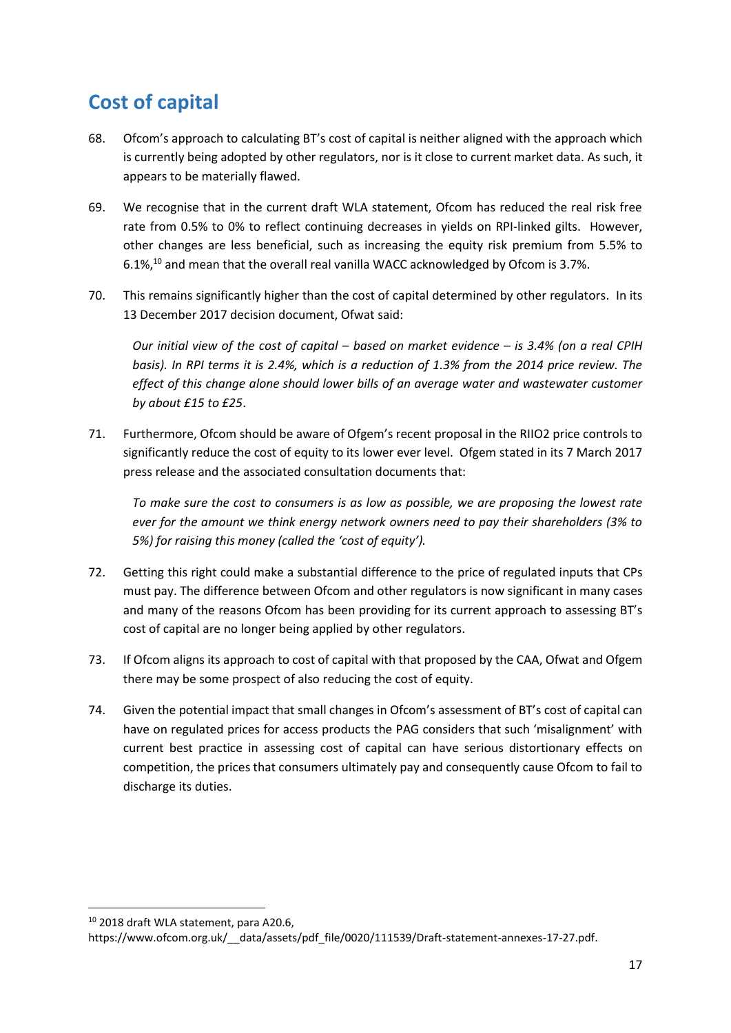## Cost of capital

68. Ofcom's approach to calculating BT's cost of capital is neither aligned with the approach which is currently being adopted by other regulators, nor is it close to current market data. As such, it appears to be materially flawed.

69. We recognise that in the current draft WLA statement, Ofcom has reduced the real risk free rate from 0.5% to 0% to reflect continuing decreases in yields on RPI-linked gilts. However, other changes are less beneficial, such as increasing the equity risk premium from 5.5% to 6.1%,[10] and mean that the overall real vanilla WACC acknowledged by Ofcom is 3.7%.

70. This remains significantly higher than the cost of capital determined by other regulators. In its 13 December 2017 decision document, Ofwat said:

    *Our initial view of the cost of capital – based on market evidence – is 3.4% (on a real CPIH basis). In RPI terms it is 2.4%, which is a reduction of 1.3% from the 2014 price review. The effect of this change alone should lower bills of an average water and wastewater customer by about £15 to £25*.

71. Furthermore, Ofcom should be aware of Ofgem's recent proposal in the RIIO2 price controls to significantly reduce the cost of equity to its lower ever level. Ofgem stated in its 7 March 2017 press release and the associated consultation documents that:

    *To make sure the cost to consumers is as low as possible, we are proposing the lowest rate ever for the amount we think energy network owners need to pay their shareholders (3% to 5%) for raising this money (called the 'cost of equity').*

72. Getting this right could make a substantial difference to the price of regulated inputs that CPs must pay. The difference between Ofcom and other regulators is now significant in many cases and many of the reasons Ofcom has been providing for its current approach to assessing BT's cost of capital are no longer being applied by other regulators.

73. If Ofcom aligns its approach to cost of capital with that proposed by the CAA, Ofwat and Ofgem there may be some prospect of also reducing the cost of equity.

74. Given the potential impact that small changes in Ofcom's assessment of BT's cost of capital can have on regulated prices for access products the PAG considers that such 'misalignment' with current best practice in assessing cost of capital can have serious distortionary effects on competition, the prices that consumers ultimately pay and consequently cause Ofcom to fail to discharge its duties.

---

[10] 2018 draft WLA statement, para A20.6, https://www.ofcom.org.uk/__data/assets/pdf_file/0020/111539/Draft-statement-annexes-17-27.pdf.